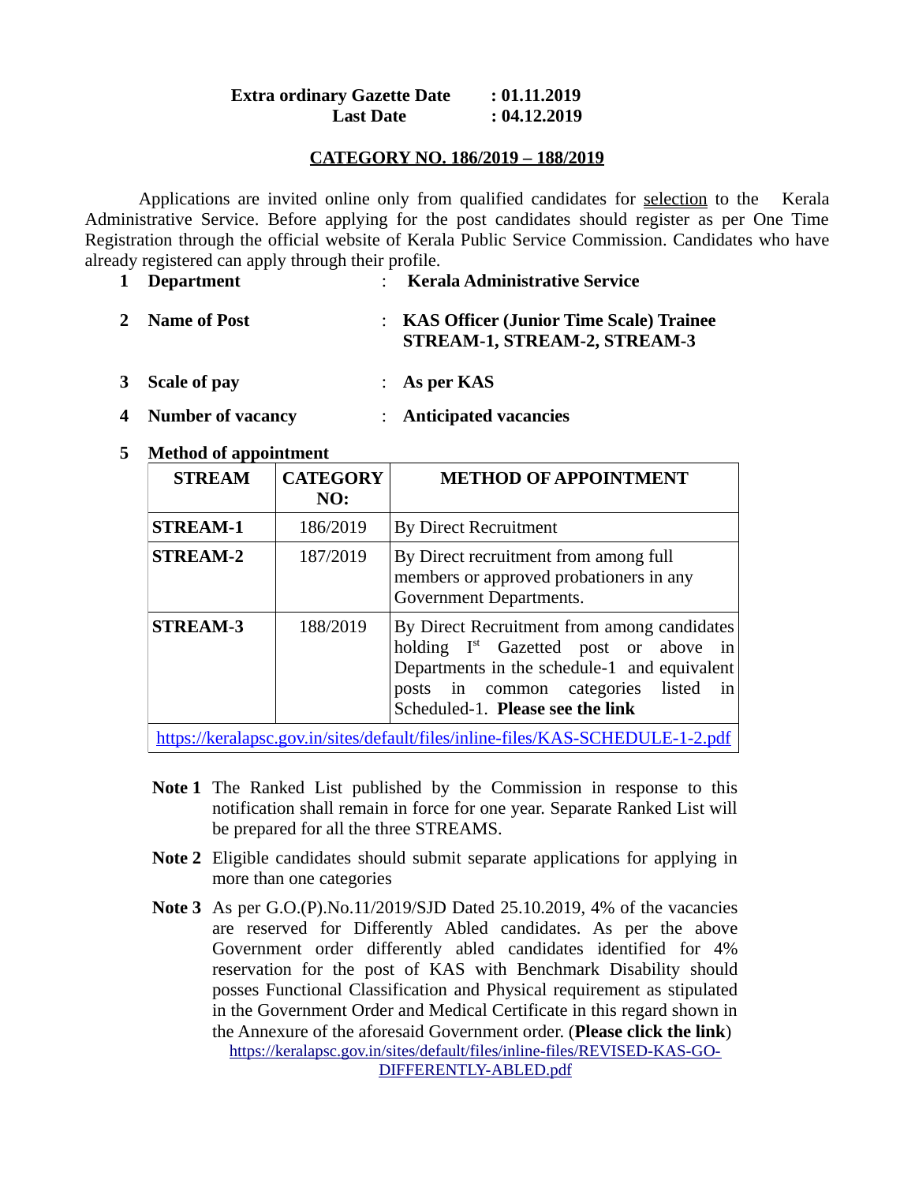**Extra ordinary Gazette Date : 01.11.2019**
**Last Date : 04.12.2019**

**CATEGORY NO. 186/2019 – 188/2019**

Applications are invited online only from qualified candidates for selection to the Kerala Administrative Service. Before applying for the post candidates should register as per One Time Registration through the official website of Kerala Public Service Commission. Candidates who have already registered can apply through their profile.

1. **Department** : **Kerala Administrative Service**

2. **Name of Post** : **KAS Officer (Junior Time Scale) Trainee STREAM-1, STREAM-2, STREAM-3**

3. **Scale of pay** : **As per KAS**

4. **Number of vacancy** : **Anticipated vacancies**

5. **Method of appointment**

| STREAM | CATEGORY NO: | METHOD OF APPOINTMENT |
|---|---|---|
| **STREAM-1** | 186/2019 | By Direct Recruitment |
| **STREAM-2** | 187/2019 | By Direct recruitment from among full members or approved probationers in any Government Departments. |
| **STREAM-3** | 188/2019 | By Direct Recruitment from among candidates holding I[st] Gazetted post or above in Departments in the schedule-1 and equivalent posts in common categories listed in Scheduled-1. **Please see the link** |
| https://keralapsc.gov.in/sites/default/files/inline-files/KAS-SCHEDULE-1-2.pdf | | |

**Note 1** The Ranked List published by the Commission in response to this notification shall remain in force for one year. Separate Ranked List will be prepared for all the three STREAMS.

**Note 2** Eligible candidates should submit separate applications for applying in more than one categories

**Note 3** As per G.O.(P).No.11/2019/SJD Dated 25.10.2019, 4% of the vacancies are reserved for Differently Abled candidates. As per the above Government order differently abled candidates identified for 4% reservation for the post of KAS with Benchmark Disability should posses Functional Classification and Physical requirement as stipulated in the Government Order and Medical Certificate in this regard shown in the Annexure of the aforesaid Government order. (**Please click the link**)
https://keralapsc.gov.in/sites/default/files/inline-files/REVISED-KAS-GO-DIFFERENTLY-ABLED.pdf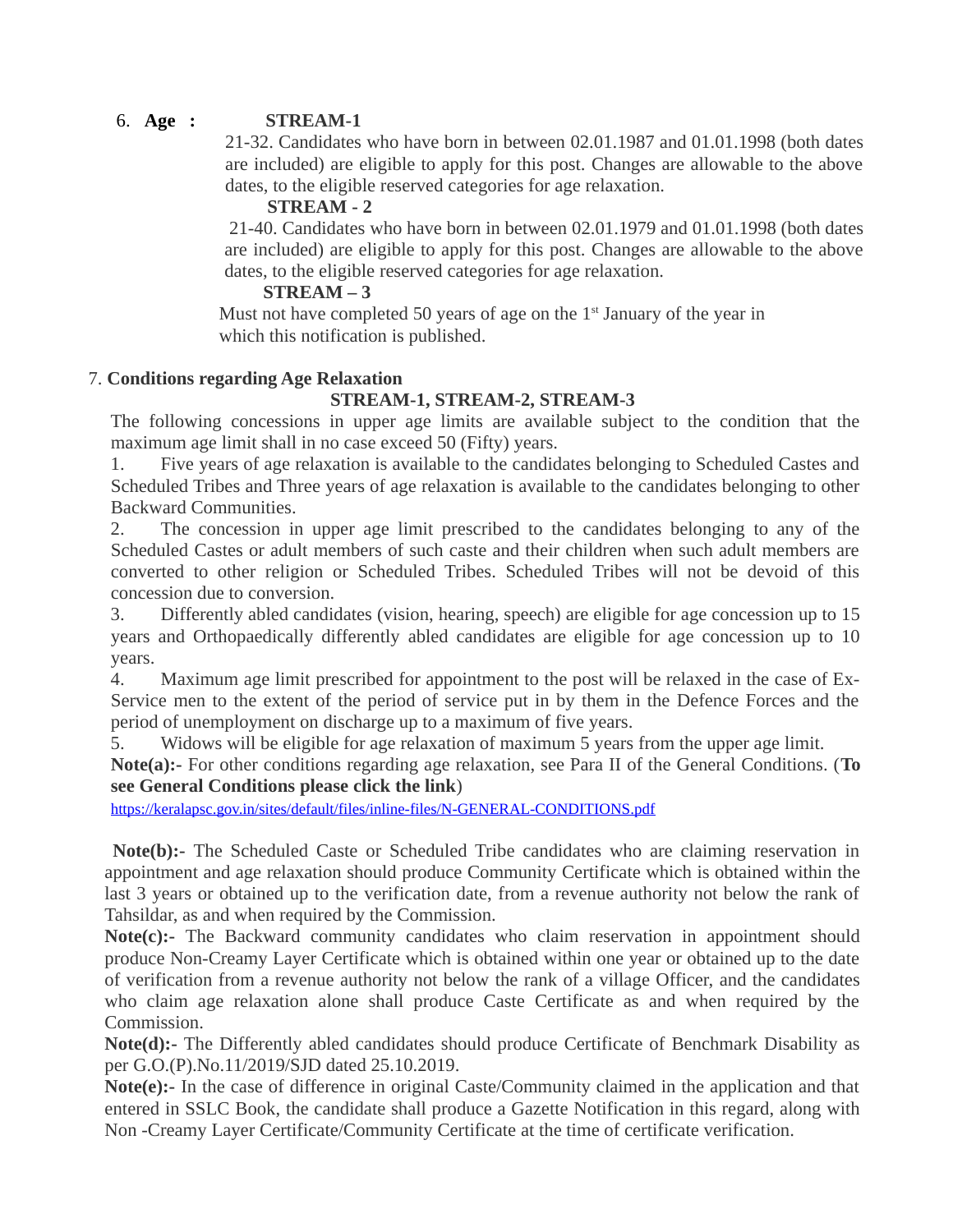6. **Age :** **STREAM-1**

21-32. Candidates who have born in between 02.01.1987 and 01.01.1998 (both dates are included) are eligible to apply for this post. Changes are allowable to the above dates, to the eligible reserved categories for age relaxation.

**STREAM - 2**

21-40. Candidates who have born in between 02.01.1979 and 01.01.1998 (both dates are included) are eligible to apply for this post. Changes are allowable to the above dates, to the eligible reserved categories for age relaxation.

**STREAM – 3**

Must not have completed 50 years of age on the 1st January of the year in which this notification is published.

7. **Conditions regarding Age Relaxation**

**STREAM-1, STREAM-2, STREAM-3**

The following concessions in upper age limits are available subject to the condition that the maximum age limit shall in no case exceed 50 (Fifty) years.

1. Five years of age relaxation is available to the candidates belonging to Scheduled Castes and Scheduled Tribes and Three years of age relaxation is available to the candidates belonging to other Backward Communities.
2. The concession in upper age limit prescribed to the candidates belonging to any of the Scheduled Castes or adult members of such caste and their children when such adult members are converted to other religion or Scheduled Tribes. Scheduled Tribes will not be devoid of this concession due to conversion.
3. Differently abled candidates (vision, hearing, speech) are eligible for age concession up to 15 years and Orthopaedically differently abled candidates are eligible for age concession up to 10 years.
4. Maximum age limit prescribed for appointment to the post will be relaxed in the case of Ex-Service men to the extent of the period of service put in by them in the Defence Forces and the period of unemployment on discharge up to a maximum of five years.
5. Widows will be eligible for age relaxation of maximum 5 years from the upper age limit.

**Note(a):-** For other conditions regarding age relaxation, see Para II of the General Conditions. (**To see General Conditions please click the link**)

https://keralapsc.gov.in/sites/default/files/inline-files/N-GENERAL-CONDITIONS.pdf

**Note(b):-** The Scheduled Caste or Scheduled Tribe candidates who are claiming reservation in appointment and age relaxation should produce Community Certificate which is obtained within the last 3 years or obtained up to the verification date, from a revenue authority not below the rank of Tahsildar, as and when required by the Commission.

**Note(c):-** The Backward community candidates who claim reservation in appointment should produce Non-Creamy Layer Certificate which is obtained within one year or obtained up to the date of verification from a revenue authority not below the rank of a village Officer, and the candidates who claim age relaxation alone shall produce Caste Certificate as and when required by the Commission.

**Note(d):-** The Differently abled candidates should produce Certificate of Benchmark Disability as per G.O.(P).No.11/2019/SJD dated 25.10.2019.

**Note(e):-** In the case of difference in original Caste/Community claimed in the application and that entered in SSLC Book, the candidate shall produce a Gazette Notification in this regard, along with Non -Creamy Layer Certificate/Community Certificate at the time of certificate verification.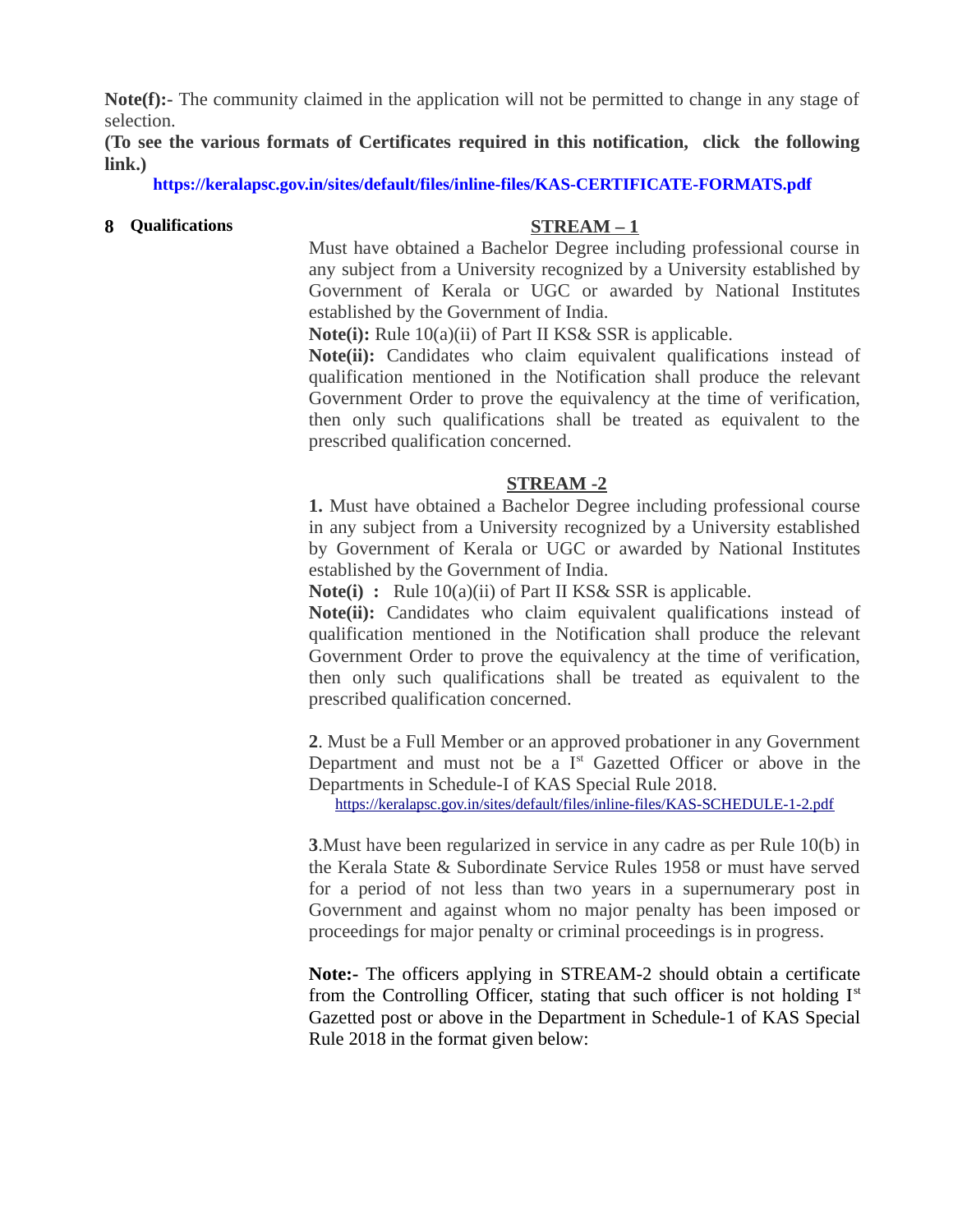**Note(f):-** The community claimed in the application will not be permitted to change in any stage of selection.

**(To see the various formats of Certificates required in this notification, click the following link.)**

**https://keralapsc.gov.in/sites/default/files/inline-files/KAS-CERTIFICATE-FORMATS.pdf**

**8 Qualifications**

**STREAM – 1**

Must have obtained a Bachelor Degree including professional course in any subject from a University recognized by a University established by Government of Kerala or UGC or awarded by National Institutes established by the Government of India.

**Note(i):** Rule 10(a)(ii) of Part II KS& SSR is applicable.

**Note(ii):** Candidates who claim equivalent qualifications instead of qualification mentioned in the Notification shall produce the relevant Government Order to prove the equivalency at the time of verification, then only such qualifications shall be treated as equivalent to the prescribed qualification concerned.

**STREAM -2**

**1.** Must have obtained a Bachelor Degree including professional course in any subject from a University recognized by a University established by Government of Kerala or UGC or awarded by National Institutes established by the Government of India.

**Note(i) :** Rule 10(a)(ii) of Part II KS& SSR is applicable.

**Note(ii):** Candidates who claim equivalent qualifications instead of qualification mentioned in the Notification shall produce the relevant Government Order to prove the equivalency at the time of verification, then only such qualifications shall be treated as equivalent to the prescribed qualification concerned.

**2**. Must be a Full Member or an approved probationer in any Government Department and must not be a I[st] Gazetted Officer or above in the Departments in Schedule-I of KAS Special Rule 2018.

https://keralapsc.gov.in/sites/default/files/inline-files/KAS-SCHEDULE-1-2.pdf

**3**.Must have been regularized in service in any cadre as per Rule 10(b) in the Kerala State & Subordinate Service Rules 1958 or must have served for a period of not less than two years in a supernumerary post in Government and against whom no major penalty has been imposed or proceedings for major penalty or criminal proceedings is in progress.

**Note:-** The officers applying in STREAM-2 should obtain a certificate from the Controlling Officer, stating that such officer is not holding I[st] Gazetted post or above in the Department in Schedule-1 of KAS Special Rule 2018 in the format given below: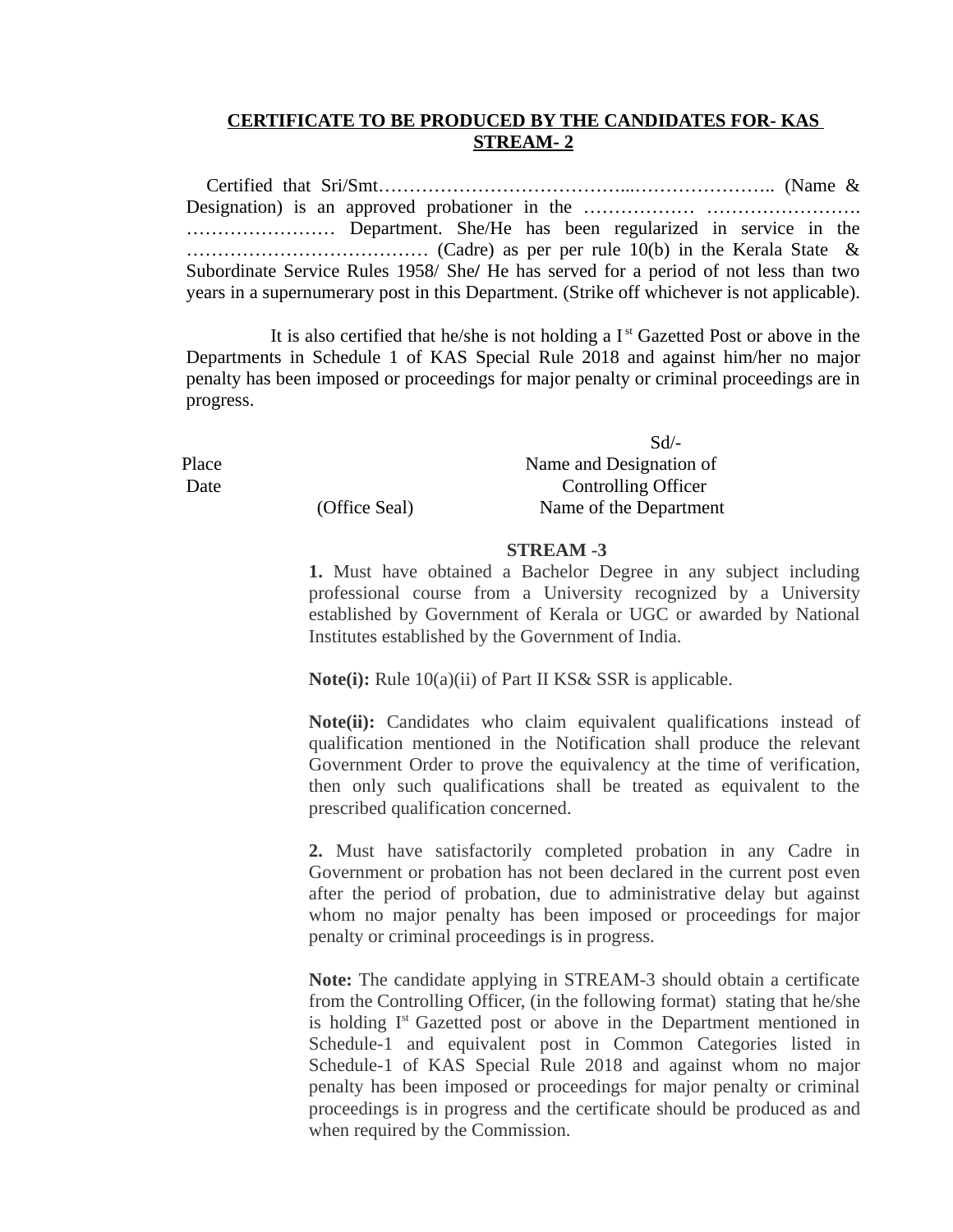**CERTIFICATE TO BE PRODUCED BY THE CANDIDATES FOR- KAS STREAM- 2**

Certified that Sri/Smt………………………………...………………….. (Name & Designation) is an approved probationer in the …………….. …………………… ………………….. Department. She/He has been regularized in service in the ………………………………… (Cadre) as per per rule 10(b) in the Kerala State & Subordinate Service Rules 1958/ She/ He has served for a period of not less than two years in a supernumerary post in this Department. (Strike off whichever is not applicable).

It is also certified that he/she is not holding a Ist Gazetted Post or above in the Departments in Schedule 1 of KAS Special Rule 2018 and against him/her no major penalty has been imposed or proceedings for major penalty or criminal proceedings are in progress.

Sd/-

Place

Name and Designation of Controlling Officer

Date

(Office Seal)

Name of the Department

**STREAM -3**

**1.** Must have obtained a Bachelor Degree in any subject including professional course from a University recognized by a University established by Government of Kerala or UGC or awarded by National Institutes established by the Government of India.

**Note(i):** Rule 10(a)(ii) of Part II KS& SSR is applicable.

**Note(ii):** Candidates who claim equivalent qualifications instead of qualification mentioned in the Notification shall produce the relevant Government Order to prove the equivalency at the time of verification, then only such qualifications shall be treated as equivalent to the prescribed qualification concerned.

**2.** Must have satisfactorily completed probation in any Cadre in Government or probation has not been declared in the current post even after the period of probation, due to administrative delay but against whom no major penalty has been imposed or proceedings for major penalty or criminal proceedings is in progress.

**Note:** The candidate applying in STREAM-3 should obtain a certificate from the Controlling Officer, (in the following format) stating that he/she is holding Ist Gazetted post or above in the Department mentioned in Schedule-1 and equivalent post in Common Categories listed in Schedule-1 of KAS Special Rule 2018 and against whom no major penalty has been imposed or proceedings for major penalty or criminal proceedings is in progress and the certificate should be produced as and when required by the Commission.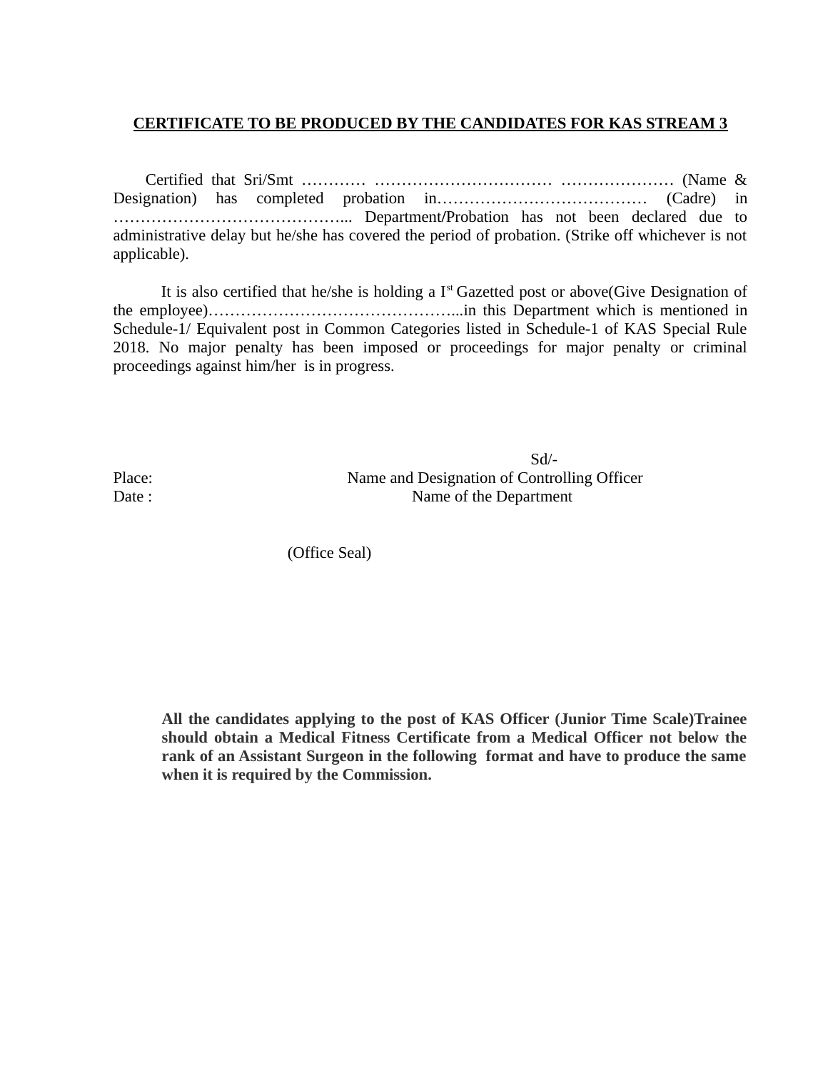**CERTIFICATE TO BE PRODUCED BY THE CANDIDATES FOR KAS STREAM 3**

Certified that Sri/Smt ………… …………………………… ………………… (Name & Designation) has completed probation in………………………………… (Cadre) in …………………………………... Department/Probation has not been declared due to administrative delay but he/she has covered the period of probation. (Strike off whichever is not applicable).

It is also certified that he/she is holding a Ist Gazetted post or above(Give Designation of the employee)………………………………………...in this Department which is mentioned in Schedule-1/ Equivalent post in Common Categories listed in Schedule-1 of KAS Special Rule 2018. No major penalty has been imposed or proceedings for major penalty or criminal proceedings against him/her is in progress.

Sd/-

Place: Name and Designation of Controlling Officer

Date : Name of the Department

(Office Seal)

**All the candidates applying to the post of KAS Officer (Junior Time Scale)Trainee should obtain a Medical Fitness Certificate from a Medical Officer not below the rank of an Assistant Surgeon in the following format and have to produce the same when it is required by the Commission.**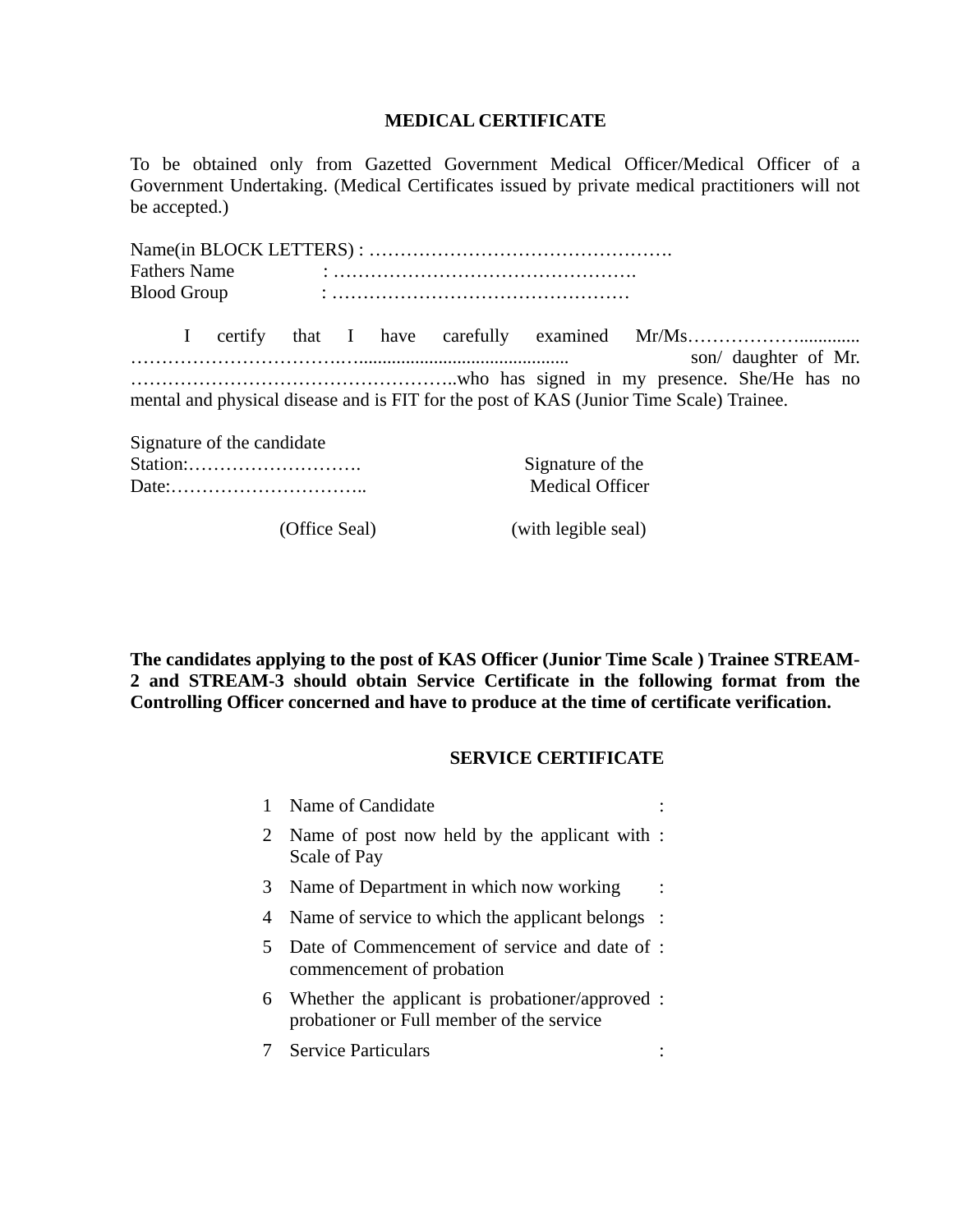# MEDICAL CERTIFICATE

To be obtained only from Gazetted Government Medical Officer/Medical Officer of a Government Undertaking. (Medical Certificates issued by private medical practitioners will not be accepted.)

Name(in BLOCK LETTERS) : ………………………………………….
Fathers Name : ………………………………………….
Blood Group : …………………………………………

I certify that I have carefully examined Mr/Ms……………….............
…………………………….….......................................... son/ daughter of Mr.
……………………………………………..who has signed in my presence. She/He has no mental and physical disease and is FIT for the post of KAS (Junior Time Scale) Trainee.

Signature of the candidate
Station:……………………….
Date:…………………………..

Signature of the Medical Officer

(Office Seal) (with legible seal)

**The candidates applying to the post of KAS Officer (Junior Time Scale ) Trainee STREAM-2 and STREAM-3 should obtain Service Certificate in the following format from the Controlling Officer concerned and have to produce at the time of certificate verification.**

## SERVICE CERTIFICATE

| | | |
|---|---|---|
| 1 | Name of Candidate | : |
| 2 | Name of post now held by the applicant with Scale of Pay | : |
| 3 | Name of Department in which now working | : |
| 4 | Name of service to which the applicant belongs | : |
| 5 | Date of Commencement of service and date of commencement of probation | : |
| 6 | Whether the applicant is probationer/approved probationer or Full member of the service | : |
| 7 | Service Particulars | : |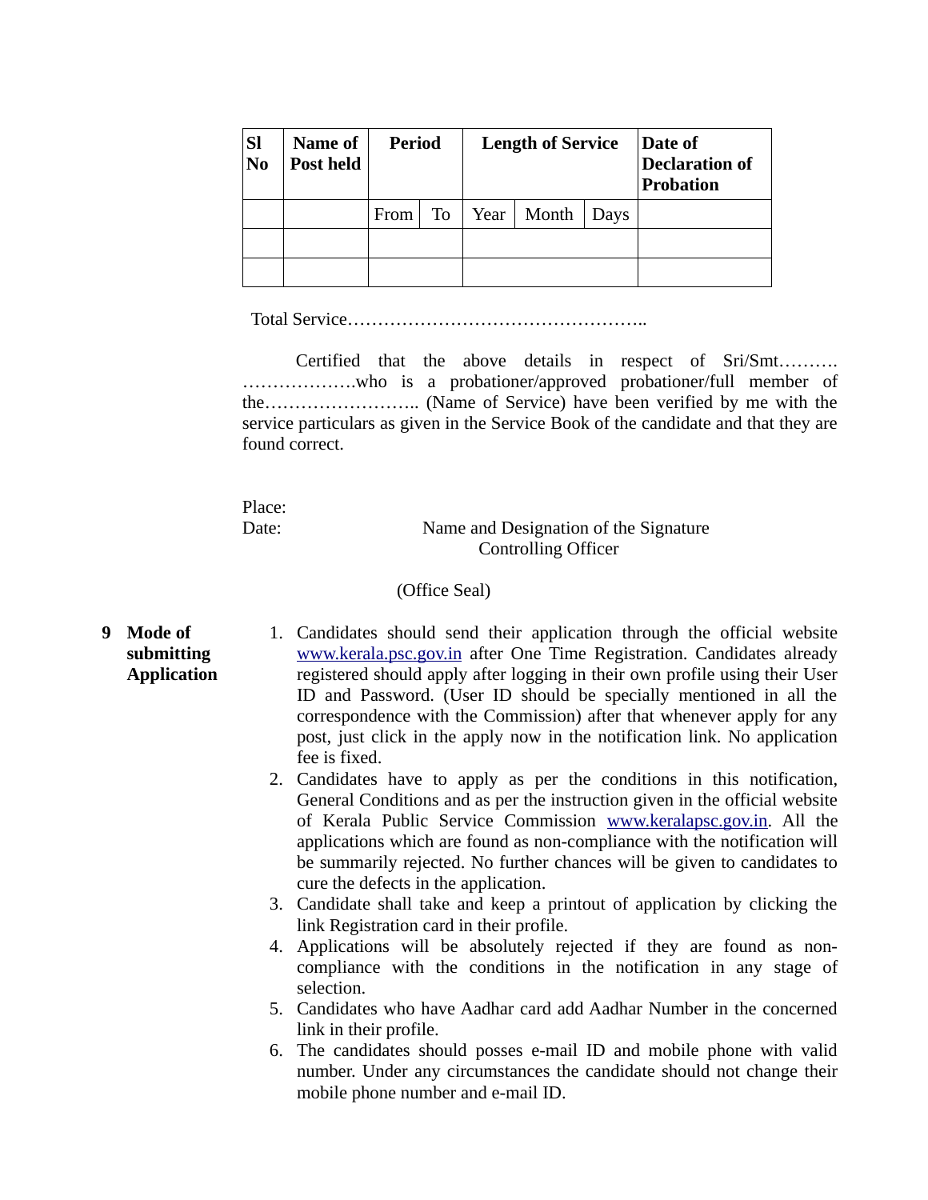| Sl No | Name of Post held | Period | | Length of Service | | | Date of Declaration of Probation |
|---|---|---|---|---|---|---|---|
| | | From | To | Year | Month | Days | |
| | | | | | | | |
| | | | | | | | |

Total Service…………………………………………..

Certified that the above details in respect of Sri/Smt………. ……………….who is a probationer/approved probationer/full member of the…………………….. (Name of Service) have been verified by me with the service particulars as given in the Service Book of the candidate and that they are found correct.

Place:

Date: Name and Designation of the Signature Controlling Officer

(Office Seal)

**9 Mode of submitting Application**

1. Candidates should send their application through the official website www.kerala.psc.gov.in after One Time Registration. Candidates already registered should apply after logging in their own profile using their User ID and Password. (User ID should be specially mentioned in all the correspondence with the Commission) after that whenever apply for any post, just click in the apply now in the notification link. No application fee is fixed.
2. Candidates have to apply as per the conditions in this notification, General Conditions and as per the instruction given in the official website of Kerala Public Service Commission www.keralapsc.gov.in. All the applications which are found as non-compliance with the notification will be summarily rejected. No further chances will be given to candidates to cure the defects in the application.
3. Candidate shall take and keep a printout of application by clicking the link Registration card in their profile.
4. Applications will be absolutely rejected if they are found as non-compliance with the conditions in the notification in any stage of selection.
5. Candidates who have Aadhar card add Aadhar Number in the concerned link in their profile.
6. The candidates should posses e-mail ID and mobile phone with valid number. Under any circumstances the candidate should not change their mobile phone number and e-mail ID.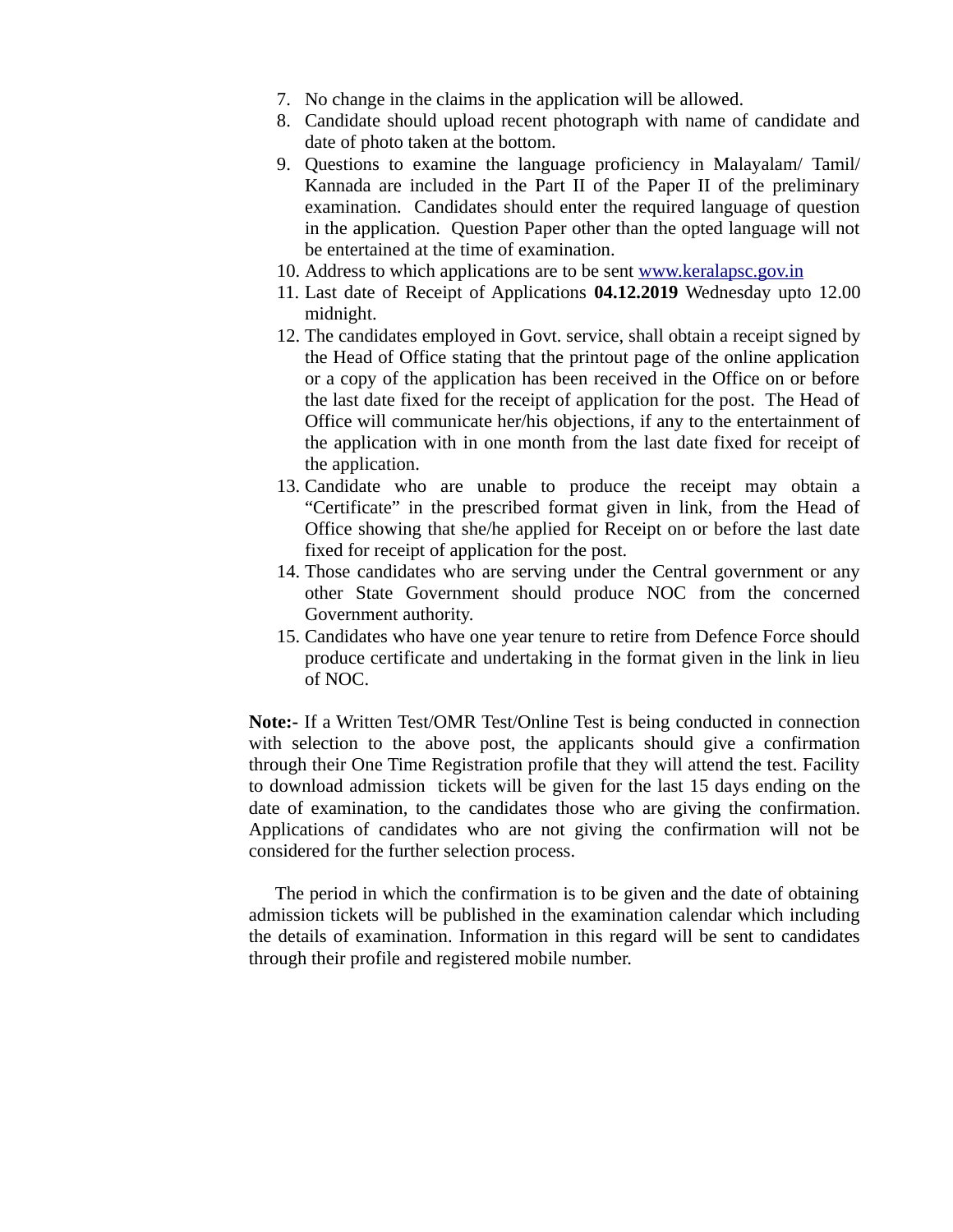7. No change in the claims in the application will be allowed.
8. Candidate should upload recent photograph with name of candidate and date of photo taken at the bottom.
9. Questions to examine the language proficiency in Malayalam/ Tamil/ Kannada are included in the Part II of the Paper II of the preliminary examination. Candidates should enter the required language of question in the application. Question Paper other than the opted language will not be entertained at the time of examination.
10. Address to which applications are to be sent [www.keralapsc.gov.in](http://www.keralapsc.gov.in)
11. Last date of Receipt of Applications **04.12.2019** Wednesday upto 12.00 midnight.
12. The candidates employed in Govt. service, shall obtain a receipt signed by the Head of Office stating that the printout page of the online application or a copy of the application has been received in the Office on or before the last date fixed for the receipt of application for the post. The Head of Office will communicate her/his objections, if any to the entertainment of the application with in one month from the last date fixed for receipt of the application.
13. Candidate who are unable to produce the receipt may obtain a "Certificate" in the prescribed format given in link, from the Head of Office showing that she/he applied for Receipt on or before the last date fixed for receipt of application for the post.
14. Those candidates who are serving under the Central government or any other State Government should produce NOC from the concerned Government authority.
15. Candidates who have one year tenure to retire from Defence Force should produce certificate and undertaking in the format given in the link in lieu of NOC.

**Note:-** If a Written Test/OMR Test/Online Test is being conducted in connection with selection to the above post, the applicants should give a confirmation through their One Time Registration profile that they will attend the test. Facility to download admission tickets will be given for the last 15 days ending on the date of examination, to the candidates those who are giving the confirmation. Applications of candidates who are not giving the confirmation will not be considered for the further selection process.

The period in which the confirmation is to be given and the date of obtaining admission tickets will be published in the examination calendar which including the details of examination. Information in this regard will be sent to candidates through their profile and registered mobile number.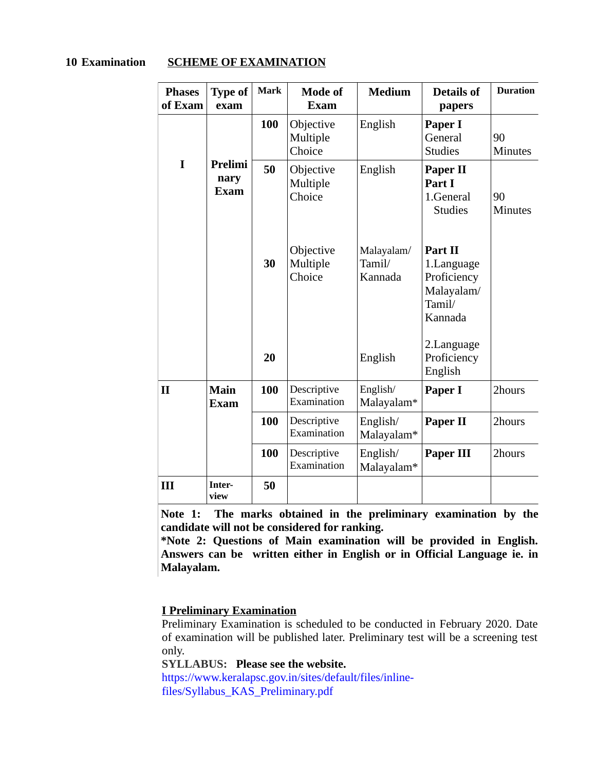**10 Examination** **SCHEME OF EXAMINATION**

| Phases of Exam | Type of exam | Mark | Mode of Exam | Medium | Details of papers | Duration |
|---|---|---|---|---|---|---|
| I | Preliminary Exam | 100 | Objective Multiple Choice | English | **Paper I** General Studies | 90 Minutes |
| | | 50 | Objective Multiple Choice | English | **Paper II** **Part I** 1.General Studies | 90 Minutes |
| | | 30 | Objective Multiple Choice | Malayalam/ Tamil/ Kannada | **Part II** 1.Language Proficiency Malayalam/ Tamil/ Kannada | |
| | | 20 | | English | 2.Language Proficiency English | |
| II | Main Exam | 100 | Descriptive Examination | English/ Malayalam* | **Paper I** | 2hours |
| | | 100 | Descriptive Examination | English/ Malayalam* | **Paper II** | 2hours |
| | | 100 | Descriptive Examination | English/ Malayalam* | **Paper III** | 2hours |
| III | Inter-view | 50 | | | | |

**Note 1: The marks obtained in the preliminary examination by the candidate will not be considered for ranking.**

***Note 2: Questions of Main examination will be provided in English. Answers can be written either in English or in Official Language ie. in Malayalam.**

**I Preliminary Examination**

Preliminary Examination is scheduled to be conducted in February 2020. Date of examination will be published later. Preliminary test will be a screening test only.

SYLLABUS: **Please see the website.**

https://www.keralapsc.gov.in/sites/default/files/inline-files/Syllabus_KAS_Preliminary.pdf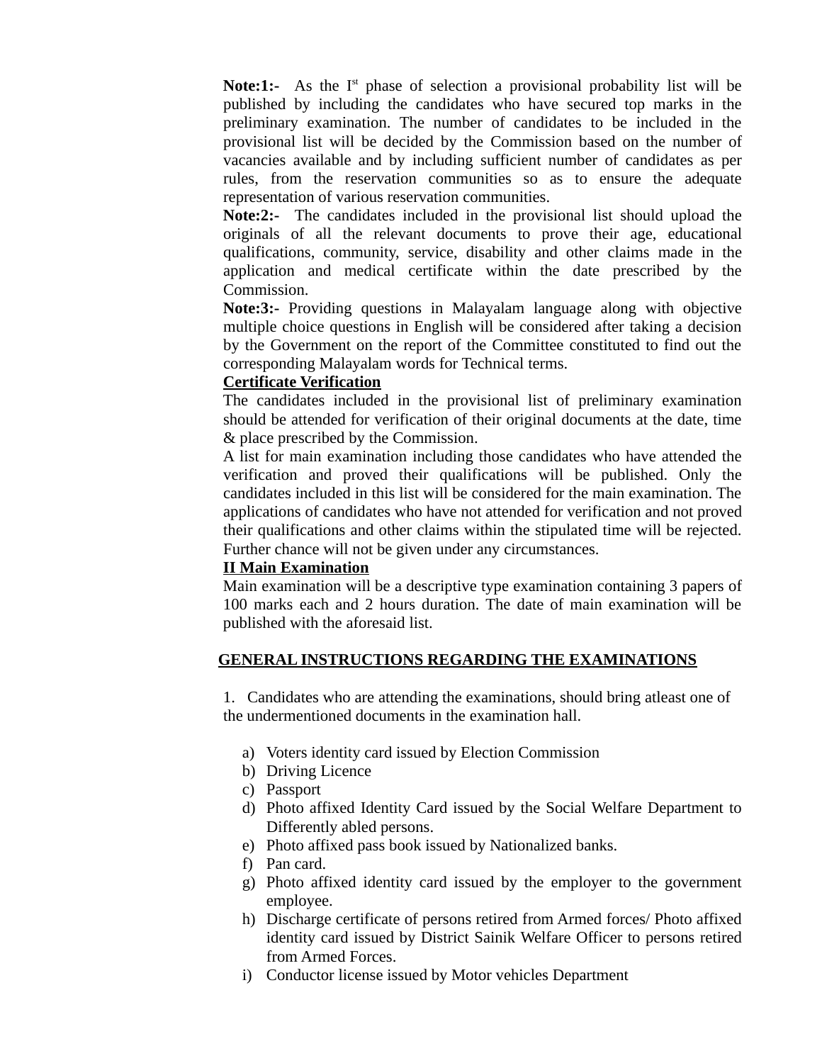**Note:1:-** As the I[st] phase of selection a provisional probability list will be published by including the candidates who have secured top marks in the preliminary examination. The number of candidates to be included in the provisional list will be decided by the Commission based on the number of vacancies available and by including sufficient number of candidates as per rules, from the reservation communities so as to ensure the adequate representation of various reservation communities.

**Note:2:-** The candidates included in the provisional list should upload the originals of all the relevant documents to prove their age, educational qualifications, community, service, disability and other claims made in the application and medical certificate within the date prescribed by the Commission.

**Note:3:-** Providing questions in Malayalam language along with objective multiple choice questions in English will be considered after taking a decision by the Government on the report of the Committee constituted to find out the corresponding Malayalam words for Technical terms.

**Certificate Verification**

The candidates included in the provisional list of preliminary examination should be attended for verification of their original documents at the date, time & place prescribed by the Commission.

A list for main examination including those candidates who have attended the verification and proved their qualifications will be published. Only the candidates included in this list will be considered for the main examination. The applications of candidates who have not attended for verification and not proved their qualifications and other claims within the stipulated time will be rejected. Further chance will not be given under any circumstances.

**II Main Examination**

Main examination will be a descriptive type examination containing 3 papers of 100 marks each and 2 hours duration. The date of main examination will be published with the aforesaid list.

## GENERAL INSTRUCTIONS REGARDING THE EXAMINATIONS

1. Candidates who are attending the examinations, should bring atleast one of the undermentioned documents in the examination hall.

   a) Voters identity card issued by Election Commission
   b) Driving Licence
   c) Passport
   d) Photo affixed Identity Card issued by the Social Welfare Department to Differently abled persons.
   e) Photo affixed pass book issued by Nationalized banks.
   f) Pan card.
   g) Photo affixed identity card issued by the employer to the government employee.
   h) Discharge certificate of persons retired from Armed forces/ Photo affixed identity card issued by District Sainik Welfare Officer to persons retired from Armed Forces.
   i) Conductor license issued by Motor vehicles Department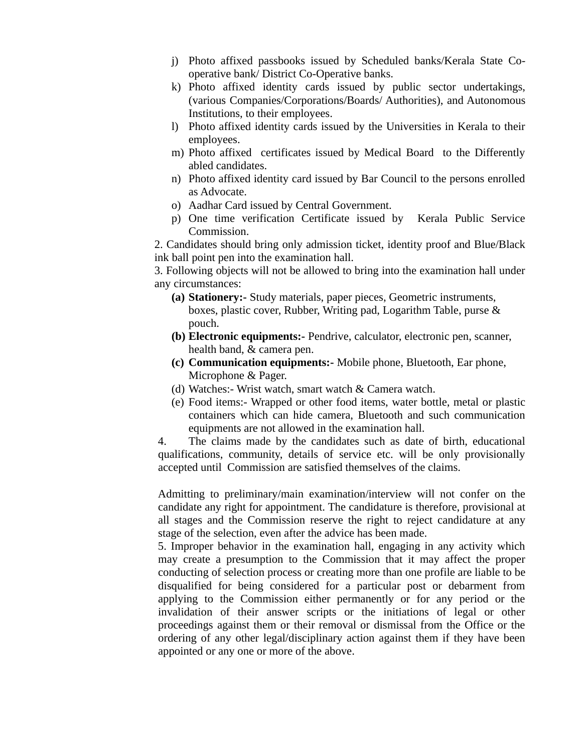j) Photo affixed passbooks issued by Scheduled banks/Kerala State Co-operative bank/ District Co-Operative banks.
k) Photo affixed identity cards issued by public sector undertakings, (various Companies/Corporations/Boards/ Authorities), and Autonomous Institutions, to their employees.
l) Photo affixed identity cards issued by the Universities in Kerala to their employees.
m) Photo affixed certificates issued by Medical Board to the Differently abled candidates.
n) Photo affixed identity card issued by Bar Council to the persons enrolled as Advocate.
o) Aadhar Card issued by Central Government.
p) One time verification Certificate issued by Kerala Public Service Commission.

2. Candidates should bring only admission ticket, identity proof and Blue/Black ink ball point pen into the examination hall.

3. Following objects will not be allowed to bring into the examination hall under any circumstances:

(a) **Stationery:-** Study materials, paper pieces, Geometric instruments, boxes, plastic cover, Rubber, Writing pad, Logarithm Table, purse & pouch.
(b) **Electronic equipments:-** Pendrive, calculator, electronic pen, scanner, health band, & camera pen.
(c) **Communication equipments:-** Mobile phone, Bluetooth, Ear phone, Microphone & Pager.
(d) Watches:- Wrist watch, smart watch & Camera watch.
(e) Food items:- Wrapped or other food items, water bottle, metal or plastic containers which can hide camera, Bluetooth and such communication equipments are not allowed in the examination hall.

4. The claims made by the candidates such as date of birth, educational qualifications, community, details of service etc. will be only provisionally accepted until Commission are satisfied themselves of the claims.

Admitting to preliminary/main examination/interview will not confer on the candidate any right for appointment. The candidature is therefore, provisional at all stages and the Commission reserve the right to reject candidature at any stage of the selection, even after the advice has been made.

5. Improper behavior in the examination hall, engaging in any activity which may create a presumption to the Commission that it may affect the proper conducting of selection process or creating more than one profile are liable to be disqualified for being considered for a particular post or debarment from applying to the Commission either permanently or for any period or the invalidation of their answer scripts or the initiations of legal or other proceedings against them or their removal or dismissal from the Office or the ordering of any other legal/disciplinary action against them if they have been appointed or any one or more of the above.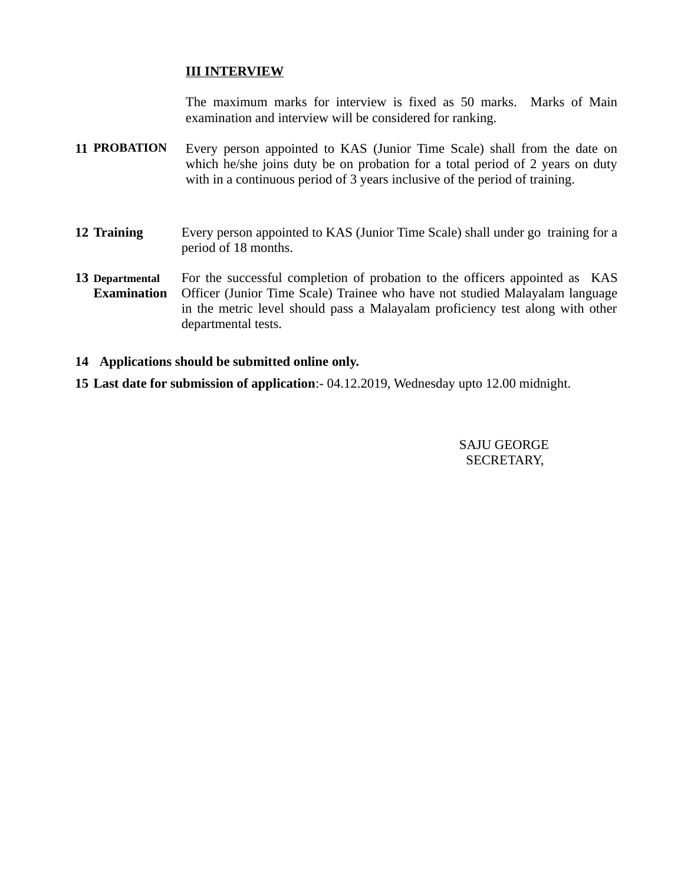**III INTERVIEW**

The maximum marks for interview is fixed as 50 marks. Marks of Main examination and interview will be considered for ranking.

**11 PROBATION** Every person appointed to KAS (Junior Time Scale) shall from the date on which he/she joins duty be on probation for a total period of 2 years on duty with in a continuous period of 3 years inclusive of the period of training.

**12 Training** Every person appointed to KAS (Junior Time Scale) shall under go training for a period of 18 months.

**13 Departmental Examination** For the successful completion of probation to the officers appointed as KAS Officer (Junior Time Scale) Trainee who have not studied Malayalam language in the metric level should pass a Malayalam proficiency test along with other departmental tests.

**14 Applications should be submitted online only.**

**15 Last date for submission of application**:- 04.12.2019, Wednesday upto 12.00 midnight.

SAJU GEORGE
SECRETARY,